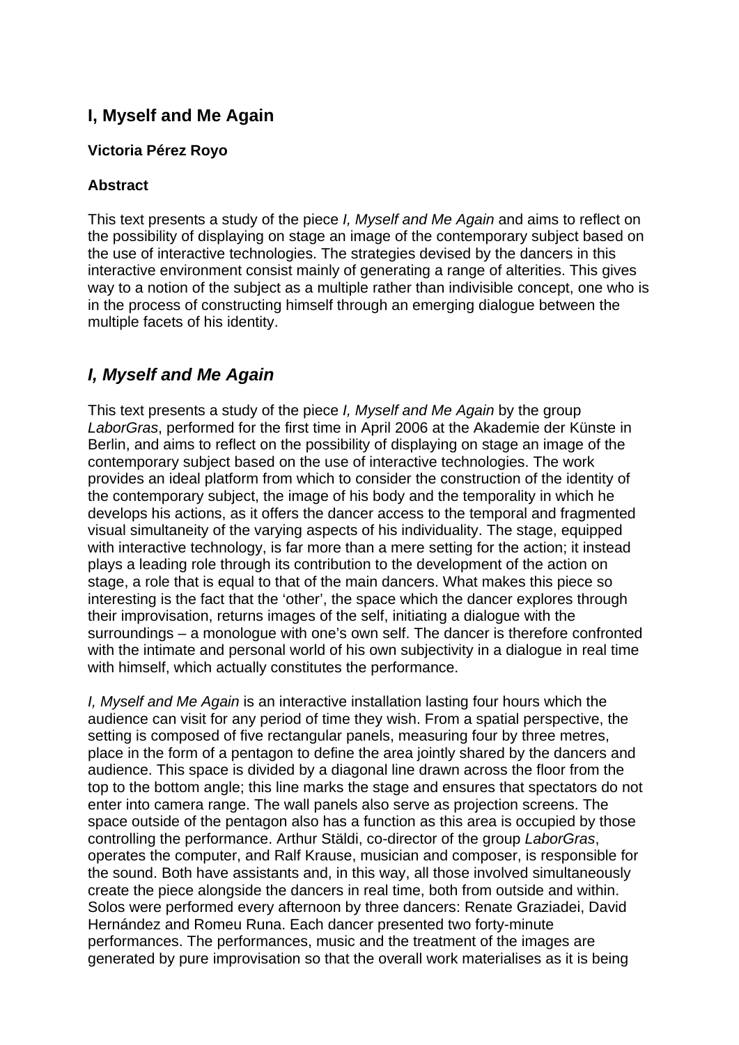# I, Myself and Me Again

**Victoria Pérez Royo**

**Abstract**

This text presents a study of the piece *I, Myself and Me Again* and aims to reflect on the possibility of displaying on stage an image of the contemporary subject based on the use of interactive technologies. The strategies devised by the dancers in this interactive environment consist mainly of generating a range of alterities. This gives way to a notion of the subject as a multiple rather than indivisible concept, one who is in the process of constructing himself through an emerging dialogue between the multiple facets of his identity.

## *I, Myself and Me Again*

This text presents a study of the piece *I, Myself and Me Again* by the group *LaborGras*, performed for the first time in April 2006 at the Akademie der Künste in Berlin, and aims to reflect on the possibility of displaying on stage an image of the contemporary subject based on the use of interactive technologies. The work provides an ideal platform from which to consider the construction of the identity of the contemporary subject, the image of his body and the temporality in which he develops his actions, as it offers the dancer access to the temporal and fragmented visual simultaneity of the varying aspects of his individuality. The stage, equipped with interactive technology, is far more than a mere setting for the action; it instead plays a leading role through its contribution to the development of the action on stage, a role that is equal to that of the main dancers. What makes this piece so interesting is the fact that the 'other', the space which the dancer explores through their improvisation, returns images of the self, initiating a dialogue with the surroundings – a monologue with one's own self. The dancer is therefore confronted with the intimate and personal world of his own subjectivity in a dialogue in real time with himself, which actually constitutes the performance.

*I, Myself and Me Again* is an interactive installation lasting four hours which the audience can visit for any period of time they wish. From a spatial perspective, the setting is composed of five rectangular panels, measuring four by three metres, place in the form of a pentagon to define the area jointly shared by the dancers and audience. This space is divided by a diagonal line drawn across the floor from the top to the bottom angle; this line marks the stage and ensures that spectators do not enter into camera range. The wall panels also serve as projection screens. The space outside of the pentagon also has a function as this area is occupied by those controlling the performance. Arthur Stäldi, co-director of the group *LaborGras*, operates the computer, and Ralf Krause, musician and composer, is responsible for the sound. Both have assistants and, in this way, all those involved simultaneously create the piece alongside the dancers in real time, both from outside and within. Solos were performed every afternoon by three dancers: Renate Graziadei, David Hernández and Romeu Runa. Each dancer presented two forty-minute performances. The performances, music and the treatment of the images are generated by pure improvisation so that the overall work materialises as it is being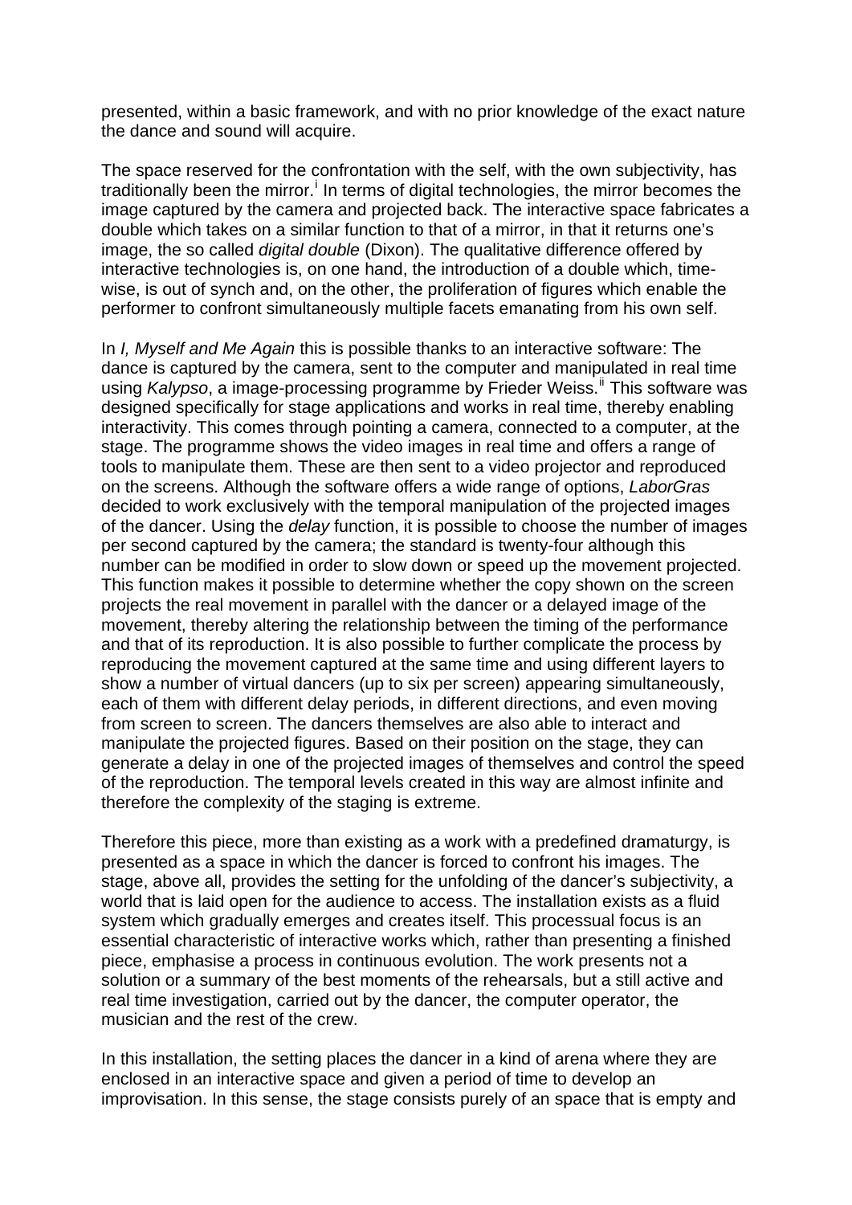presented, within a basic framework, and with no prior knowledge of the exact nature the dance and sound will acquire.

The space reserved for the confrontation with the self, with the own subjectivity, has traditionally been the mirror.[i] In terms of digital technologies, the mirror becomes the image captured by the camera and projected back. The interactive space fabricates a double which takes on a similar function to that of a mirror, in that it returns one's image, the so called *digital double* (Dixon). The qualitative difference offered by interactive technologies is, on one hand, the introduction of a double which, time-wise, is out of synch and, on the other, the proliferation of figures which enable the performer to confront simultaneously multiple facets emanating from his own self.

In *I, Myself and Me Again* this is possible thanks to an interactive software: The dance is captured by the camera, sent to the computer and manipulated in real time using *Kalypso*, a image-processing programme by Frieder Weiss.[ii] This software was designed specifically for stage applications and works in real time, thereby enabling interactivity. This comes through pointing a camera, connected to a computer, at the stage. The programme shows the video images in real time and offers a range of tools to manipulate them. These are then sent to a video projector and reproduced on the screens. Although the software offers a wide range of options, *LaborGras* decided to work exclusively with the temporal manipulation of the projected images of the dancer. Using the *delay* function, it is possible to choose the number of images per second captured by the camera; the standard is twenty-four although this number can be modified in order to slow down or speed up the movement projected. This function makes it possible to determine whether the copy shown on the screen projects the real movement in parallel with the dancer or a delayed image of the movement, thereby altering the relationship between the timing of the performance and that of its reproduction. It is also possible to further complicate the process by reproducing the movement captured at the same time and using different layers to show a number of virtual dancers (up to six per screen) appearing simultaneously, each of them with different delay periods, in different directions, and even moving from screen to screen. The dancers themselves are also able to interact and manipulate the projected figures. Based on their position on the stage, they can generate a delay in one of the projected images of themselves and control the speed of the reproduction. The temporal levels created in this way are almost infinite and therefore the complexity of the staging is extreme.

Therefore this piece, more than existing as a work with a predefined dramaturgy, is presented as a space in which the dancer is forced to confront his images. The stage, above all, provides the setting for the unfolding of the dancer's subjectivity, a world that is laid open for the audience to access. The installation exists as a fluid system which gradually emerges and creates itself. This processual focus is an essential characteristic of interactive works which, rather than presenting a finished piece, emphasise a process in continuous evolution. The work presents not a solution or a summary of the best moments of the rehearsals, but a still active and real time investigation, carried out by the dancer, the computer operator, the musician and the rest of the crew.

In this installation, the setting places the dancer in a kind of arena where they are enclosed in an interactive space and given a period of time to develop an improvisation. In this sense, the stage consists purely of an space that is empty and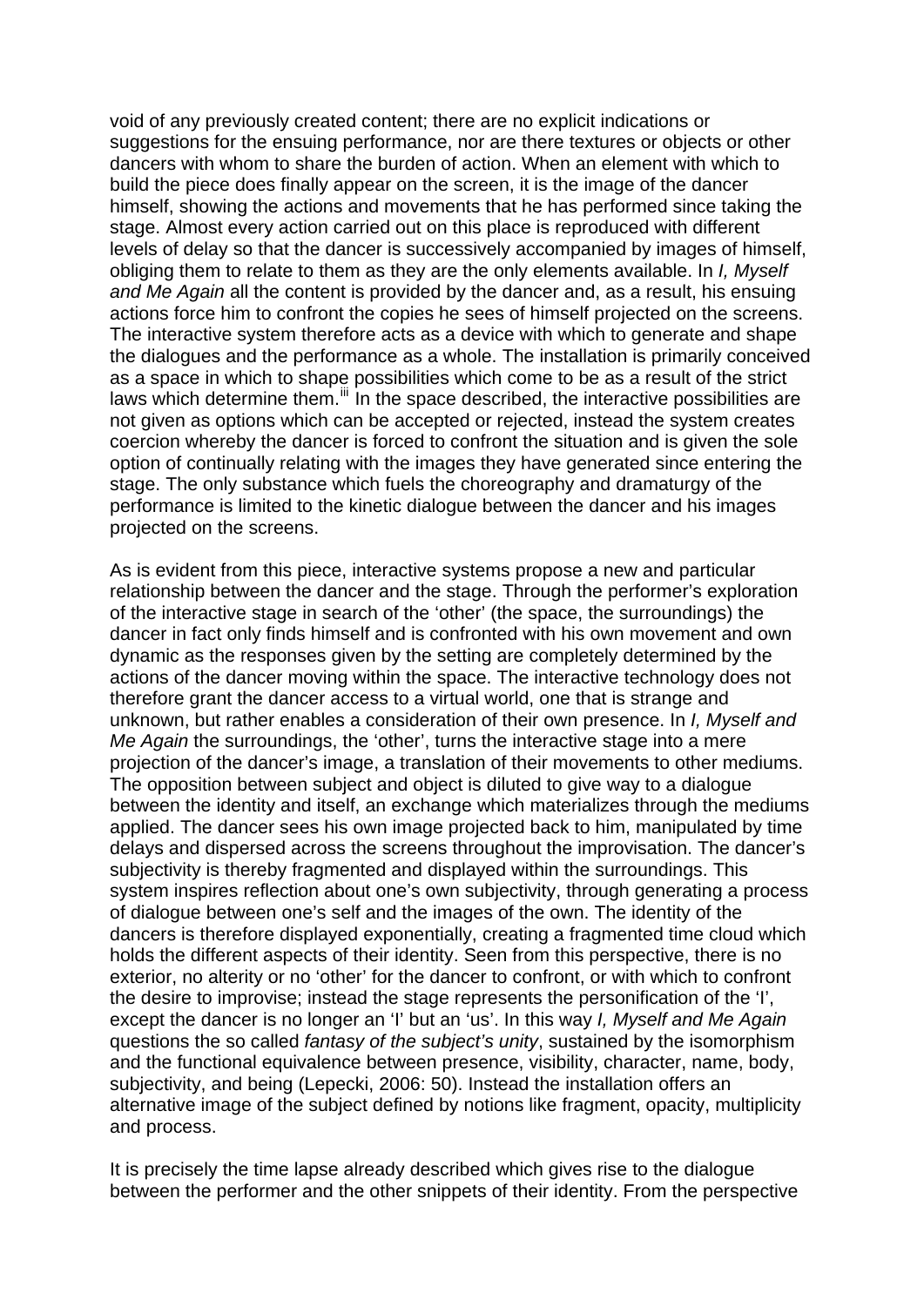void of any previously created content; there are no explicit indications or suggestions for the ensuing performance, nor are there textures or objects or other dancers with whom to share the burden of action. When an element with which to build the piece does finally appear on the screen, it is the image of the dancer himself, showing the actions and movements that he has performed since taking the stage. Almost every action carried out on this place is reproduced with different levels of delay so that the dancer is successively accompanied by images of himself, obliging them to relate to them as they are the only elements available. In *I, Myself and Me Again* all the content is provided by the dancer and, as a result, his ensuing actions force him to confront the copies he sees of himself projected on the screens. The interactive system therefore acts as a device with which to generate and shape the dialogues and the performance as a whole. The installation is primarily conceived as a space in which to shape possibilities which come to be as a result of the strict laws which determine them.[iii] In the space described, the interactive possibilities are not given as options which can be accepted or rejected, instead the system creates coercion whereby the dancer is forced to confront the situation and is given the sole option of continually relating with the images they have generated since entering the stage. The only substance which fuels the choreography and dramaturgy of the performance is limited to the kinetic dialogue between the dancer and his images projected on the screens.

As is evident from this piece, interactive systems propose a new and particular relationship between the dancer and the stage. Through the performer's exploration of the interactive stage in search of the 'other' (the space, the surroundings) the dancer in fact only finds himself and is confronted with his own movement and own dynamic as the responses given by the setting are completely determined by the actions of the dancer moving within the space. The interactive technology does not therefore grant the dancer access to a virtual world, one that is strange and unknown, but rather enables a consideration of their own presence. In *I, Myself and Me Again* the surroundings, the 'other', turns the interactive stage into a mere projection of the dancer's image, a translation of their movements to other mediums. The opposition between subject and object is diluted to give way to a dialogue between the identity and itself, an exchange which materializes through the mediums applied. The dancer sees his own image projected back to him, manipulated by time delays and dispersed across the screens throughout the improvisation. The dancer's subjectivity is thereby fragmented and displayed within the surroundings. This system inspires reflection about one's own subjectivity, through generating a process of dialogue between one's self and the images of the own. The identity of the dancers is therefore displayed exponentially, creating a fragmented time cloud which holds the different aspects of their identity. Seen from this perspective, there is no exterior, no alterity or no 'other' for the dancer to confront, or with which to confront the desire to improvise; instead the stage represents the personification of the 'I', except the dancer is no longer an 'I' but an 'us'. In this way *I, Myself and Me Again* questions the so called *fantasy of the subject's unity*, sustained by the isomorphism and the functional equivalence between presence, visibility, character, name, body, subjectivity, and being (Lepecki, 2006: 50). Instead the installation offers an alternative image of the subject defined by notions like fragment, opacity, multiplicity and process.

It is precisely the time lapse already described which gives rise to the dialogue between the performer and the other snippets of their identity. From the perspective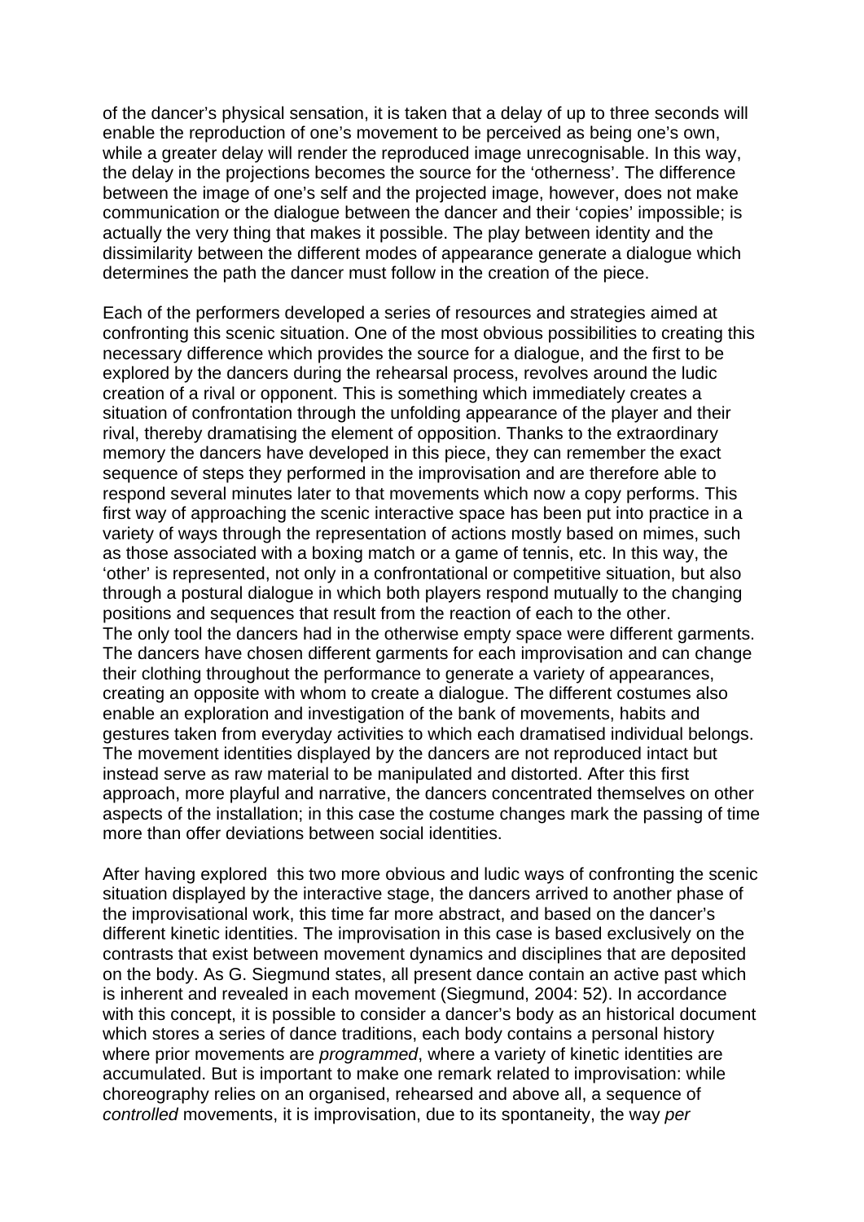of the dancer's physical sensation, it is taken that a delay of up to three seconds will enable the reproduction of one's movement to be perceived as being one's own, while a greater delay will render the reproduced image unrecognisable. In this way, the delay in the projections becomes the source for the 'otherness'. The difference between the image of one's self and the projected image, however, does not make communication or the dialogue between the dancer and their 'copies' impossible; is actually the very thing that makes it possible. The play between identity and the dissimilarity between the different modes of appearance generate a dialogue which determines the path the dancer must follow in the creation of the piece.

Each of the performers developed a series of resources and strategies aimed at confronting this scenic situation. One of the most obvious possibilities to creating this necessary difference which provides the source for a dialogue, and the first to be explored by the dancers during the rehearsal process, revolves around the ludic creation of a rival or opponent. This is something which immediately creates a situation of confrontation through the unfolding appearance of the player and their rival, thereby dramatising the element of opposition. Thanks to the extraordinary memory the dancers have developed in this piece, they can remember the exact sequence of steps they performed in the improvisation and are therefore able to respond several minutes later to that movements which now a copy performs. This first way of approaching the scenic interactive space has been put into practice in a variety of ways through the representation of actions mostly based on mimes, such as those associated with a boxing match or a game of tennis, etc. In this way, the 'other' is represented, not only in a confrontational or competitive situation, but also through a postural dialogue in which both players respond mutually to the changing positions and sequences that result from the reaction of each to the other.
The only tool the dancers had in the otherwise empty space were different garments. The dancers have chosen different garments for each improvisation and can change their clothing throughout the performance to generate a variety of appearances, creating an opposite with whom to create a dialogue. The different costumes also enable an exploration and investigation of the bank of movements, habits and gestures taken from everyday activities to which each dramatised individual belongs. The movement identities displayed by the dancers are not reproduced intact but instead serve as raw material to be manipulated and distorted. After this first approach, more playful and narrative, the dancers concentrated themselves on other aspects of the installation; in this case the costume changes mark the passing of time more than offer deviations between social identities.

After having explored this two more obvious and ludic ways of confronting the scenic situation displayed by the interactive stage, the dancers arrived to another phase of the improvisational work, this time far more abstract, and based on the dancer's different kinetic identities. The improvisation in this case is based exclusively on the contrasts that exist between movement dynamics and disciplines that are deposited on the body. As G. Siegmund states, all present dance contain an active past which is inherent and revealed in each movement (Siegmund, 2004: 52). In accordance with this concept, it is possible to consider a dancer's body as an historical document which stores a series of dance traditions, each body contains a personal history where prior movements are *programmed*, where a variety of kinetic identities are accumulated. But is important to make one remark related to improvisation: while choreography relies on an organised, rehearsed and above all, a sequence of *controlled* movements, it is improvisation, due to its spontaneity, the way *per*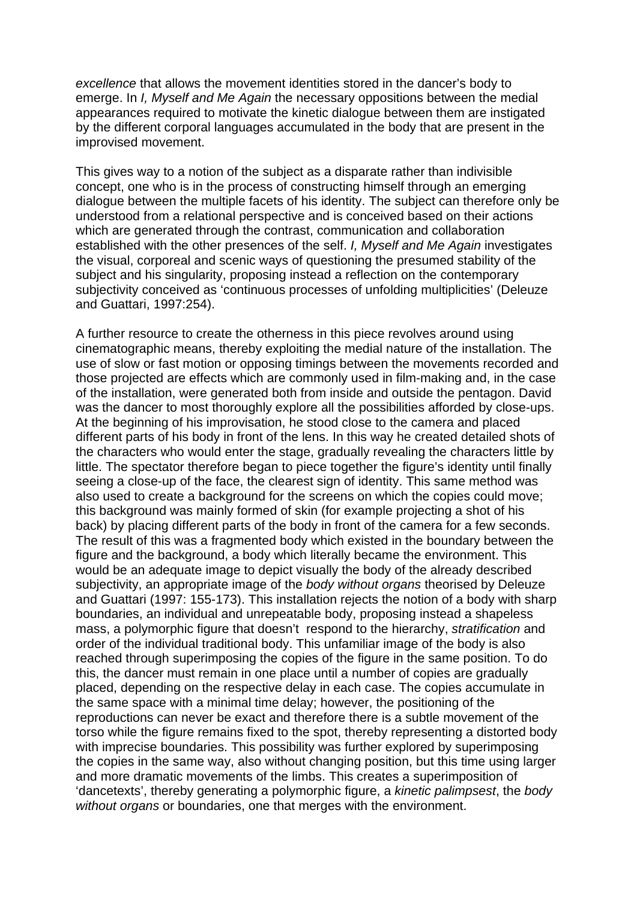*excellence* that allows the movement identities stored in the dancer's body to emerge. In *I, Myself and Me Again* the necessary oppositions between the medial appearances required to motivate the kinetic dialogue between them are instigated by the different corporal languages accumulated in the body that are present in the improvised movement.

This gives way to a notion of the subject as a disparate rather than indivisible concept, one who is in the process of constructing himself through an emerging dialogue between the multiple facets of his identity. The subject can therefore only be understood from a relational perspective and is conceived based on their actions which are generated through the contrast, communication and collaboration established with the other presences of the self. *I, Myself and Me Again* investigates the visual, corporeal and scenic ways of questioning the presumed stability of the subject and his singularity, proposing instead a reflection on the contemporary subjectivity conceived as 'continuous processes of unfolding multiplicities' (Deleuze and Guattari, 1997:254).

A further resource to create the otherness in this piece revolves around using cinematographic means, thereby exploiting the medial nature of the installation. The use of slow or fast motion or opposing timings between the movements recorded and those projected are effects which are commonly used in film-making and, in the case of the installation, were generated both from inside and outside the pentagon. David was the dancer to most thoroughly explore all the possibilities afforded by close-ups. At the beginning of his improvisation, he stood close to the camera and placed different parts of his body in front of the lens. In this way he created detailed shots of the characters who would enter the stage, gradually revealing the characters little by little. The spectator therefore began to piece together the figure's identity until finally seeing a close-up of the face, the clearest sign of identity. This same method was also used to create a background for the screens on which the copies could move; this background was mainly formed of skin (for example projecting a shot of his back) by placing different parts of the body in front of the camera for a few seconds. The result of this was a fragmented body which existed in the boundary between the figure and the background, a body which literally became the environment. This would be an adequate image to depict visually the body of the already described subjectivity, an appropriate image of the *body without organs* theorised by Deleuze and Guattari (1997: 155-173). This installation rejects the notion of a body with sharp boundaries, an individual and unrepeatable body, proposing instead a shapeless mass, a polymorphic figure that doesn't respond to the hierarchy, *stratification* and order of the individual traditional body. This unfamiliar image of the body is also reached through superimposing the copies of the figure in the same position. To do this, the dancer must remain in one place until a number of copies are gradually placed, depending on the respective delay in each case. The copies accumulate in the same space with a minimal time delay; however, the positioning of the reproductions can never be exact and therefore there is a subtle movement of the torso while the figure remains fixed to the spot, thereby representing a distorted body with imprecise boundaries. This possibility was further explored by superimposing the copies in the same way, also without changing position, but this time using larger and more dramatic movements of the limbs. This creates a superimposition of 'dancetexts', thereby generating a polymorphic figure, a *kinetic palimpsest*, the *body without organs* or boundaries, one that merges with the environment.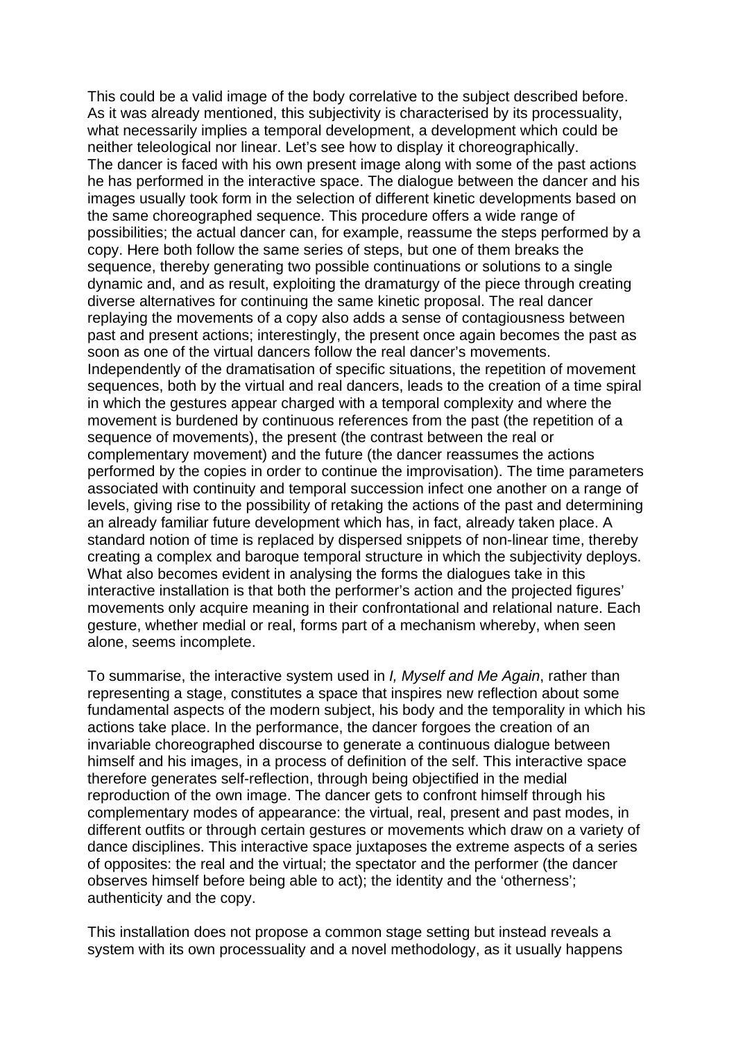This could be a valid image of the body correlative to the subject described before. As it was already mentioned, this subjectivity is characterised by its processuality, what necessarily implies a temporal development, a development which could be neither teleological nor linear. Let's see how to display it choreographically.
The dancer is faced with his own present image along with some of the past actions he has performed in the interactive space. The dialogue between the dancer and his images usually took form in the selection of different kinetic developments based on the same choreographed sequence. This procedure offers a wide range of possibilities; the actual dancer can, for example, reassume the steps performed by a copy. Here both follow the same series of steps, but one of them breaks the sequence, thereby generating two possible continuations or solutions to a single dynamic and, and as result, exploiting the dramaturgy of the piece through creating diverse alternatives for continuing the same kinetic proposal. The real dancer replaying the movements of a copy also adds a sense of contagiousness between past and present actions; interestingly, the present once again becomes the past as soon as one of the virtual dancers follow the real dancer's movements.
Independently of the dramatisation of specific situations, the repetition of movement sequences, both by the virtual and real dancers, leads to the creation of a time spiral in which the gestures appear charged with a temporal complexity and where the movement is burdened by continuous references from the past (the repetition of a sequence of movements), the present (the contrast between the real or complementary movement) and the future (the dancer reassumes the actions performed by the copies in order to continue the improvisation). The time parameters associated with continuity and temporal succession infect one another on a range of levels, giving rise to the possibility of retaking the actions of the past and determining an already familiar future development which has, in fact, already taken place. A standard notion of time is replaced by dispersed snippets of non-linear time, thereby creating a complex and baroque temporal structure in which the subjectivity deploys.
What also becomes evident in analysing the forms the dialogues take in this interactive installation is that both the performer's action and the projected figures' movements only acquire meaning in their confrontational and relational nature. Each gesture, whether medial or real, forms part of a mechanism whereby, when seen alone, seems incomplete.

To summarise, the interactive system used in *I, Myself and Me Again*, rather than representing a stage, constitutes a space that inspires new reflection about some fundamental aspects of the modern subject, his body and the temporality in which his actions take place. In the performance, the dancer forgoes the creation of an invariable choreographed discourse to generate a continuous dialogue between himself and his images, in a process of definition of the self. This interactive space therefore generates self-reflection, through being objectified in the medial reproduction of the own image. The dancer gets to confront himself through his complementary modes of appearance: the virtual, real, present and past modes, in different outfits or through certain gestures or movements which draw on a variety of dance disciplines. This interactive space juxtaposes the extreme aspects of a series of opposites: the real and the virtual; the spectator and the performer (the dancer observes himself before being able to act); the identity and the 'otherness'; authenticity and the copy.

This installation does not propose a common stage setting but instead reveals a system with its own processuality and a novel methodology, as it usually happens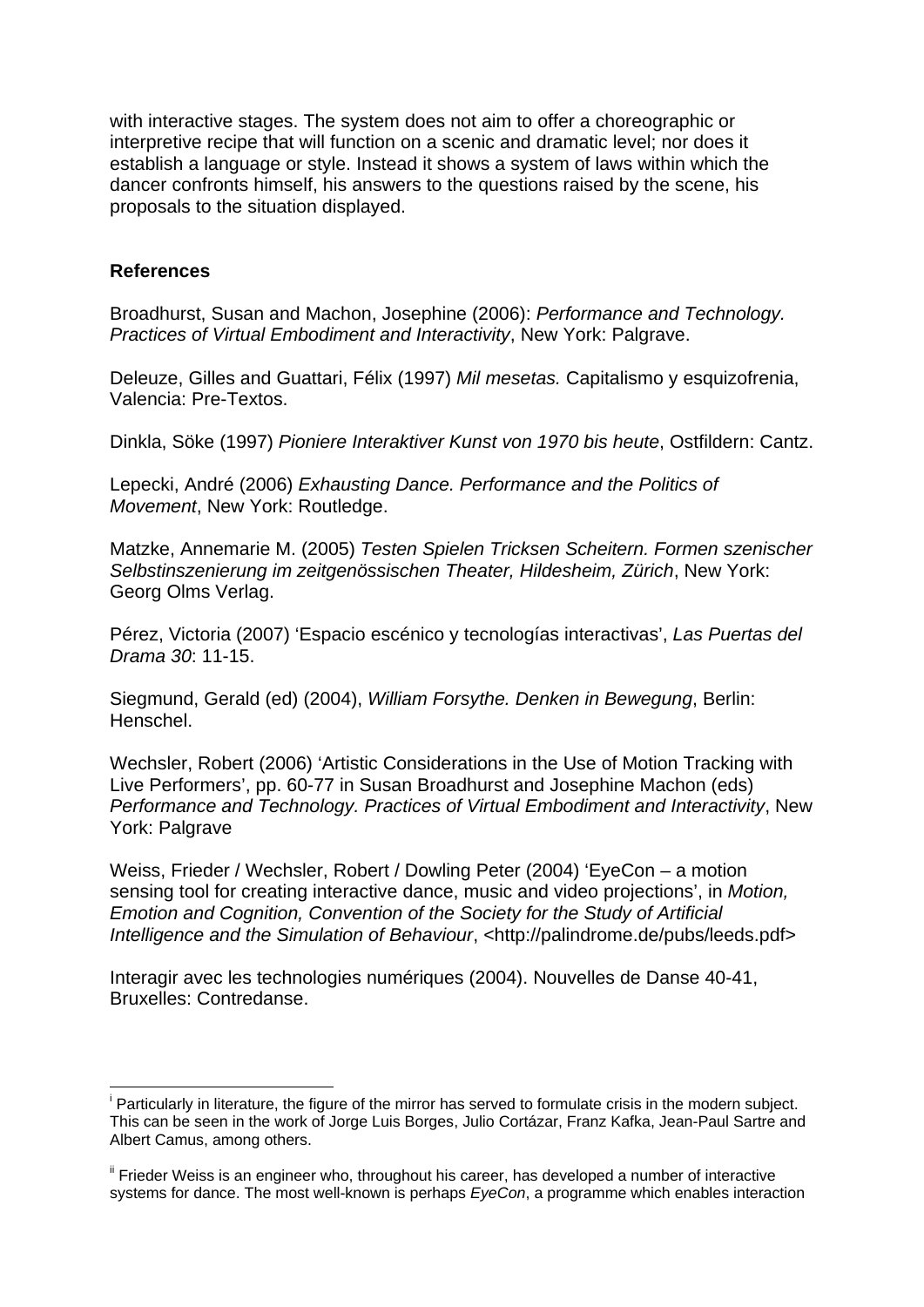with interactive stages. The system does not aim to offer a choreographic or interpretive recipe that will function on a scenic and dramatic level; nor does it establish a language or style. Instead it shows a system of laws within which the dancer confronts himself, his answers to the questions raised by the scene, his proposals to the situation displayed.

**References**

Broadhurst, Susan and Machon, Josephine (2006): *Performance and Technology. Practices of Virtual Embodiment and Interactivity*, New York: Palgrave.

Deleuze, Gilles and Guattari, Félix (1997) *Mil mesetas.* Capitalismo y esquizofrenia, Valencia: Pre-Textos.

Dinkla, Söke (1997) *Pioniere Interaktiver Kunst von 1970 bis heute*, Ostfildern: Cantz.

Lepecki, André (2006) *Exhausting Dance. Performance and the Politics of Movement*, New York: Routledge.

Matzke, Annemarie M. (2005) *Testen Spielen Tricksen Scheitern. Formen szenischer Selbstinszenierung im zeitgenössischen Theater, Hildesheim, Zürich*, New York: Georg Olms Verlag.

Pérez, Victoria (2007) 'Espacio escénico y tecnologías interactivas', *Las Puertas del Drama 30*: 11-15.

Siegmund, Gerald (ed) (2004), *William Forsythe. Denken in Bewegung*, Berlin: Henschel.

Wechsler, Robert (2006) 'Artistic Considerations in the Use of Motion Tracking with Live Performers', pp. 60-77 in Susan Broadhurst and Josephine Machon (eds) *Performance and Technology. Practices of Virtual Embodiment and Interactivity*, New York: Palgrave

Weiss, Frieder / Wechsler, Robert / Dowling Peter (2004) 'EyeCon – a motion sensing tool for creating interactive dance, music and video projections', in *Motion, Emotion and Cognition, Convention of the Society for the Study of Artificial Intelligence and the Simulation of Behaviour*, <http://palindrome.de/pubs/leeds.pdf>

Interagir avec les technologies numériques (2004). Nouvelles de Danse 40-41, Bruxelles: Contredanse.

---

[i] Particularly in literature, the figure of the mirror has served to formulate crisis in the modern subject. This can be seen in the work of Jorge Luis Borges, Julio Cortázar, Franz Kafka, Jean-Paul Sartre and Albert Camus, among others.

[ii] Frieder Weiss is an engineer who, throughout his career, has developed a number of interactive systems for dance. The most well-known is perhaps *EyeCon*, a programme which enables interaction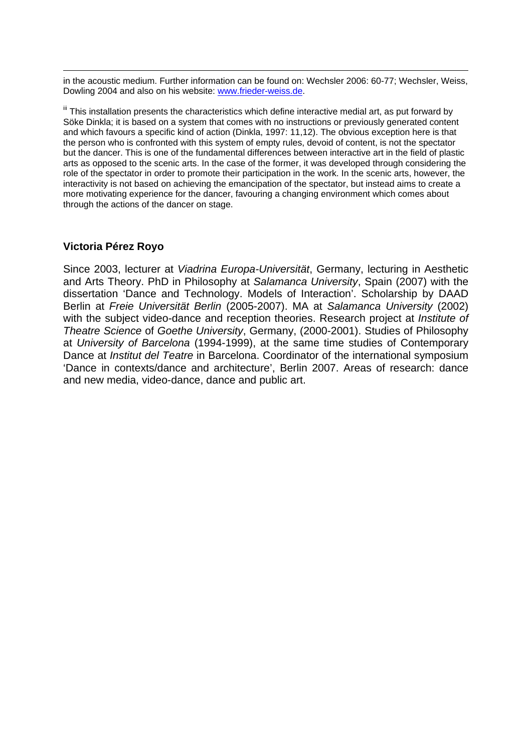in the acoustic medium. Further information can be found on: Wechsler 2006: 60-77; Wechsler, Weiss, Dowling 2004 and also on his website: www.frieder-weiss.de.

[iii] This installation presents the characteristics which define interactive medial art, as put forward by Söke Dinkla; it is based on a system that comes with no instructions or previously generated content and which favours a specific kind of action (Dinkla, 1997: 11,12). The obvious exception here is that the person who is confronted with this system of empty rules, devoid of content, is not the spectator but the dancer. This is one of the fundamental differences between interactive art in the field of plastic arts as opposed to the scenic arts. In the case of the former, it was developed through considering the role of the spectator in order to promote their participation in the work. In the scenic arts, however, the interactivity is not based on achieving the emancipation of the spectator, but instead aims to create a more motivating experience for the dancer, favouring a changing environment which comes about through the actions of the dancer on stage.

### Victoria Pérez Royo

Since 2003, lecturer at *Viadrina Europa-Universität*, Germany, lecturing in Aesthetic and Arts Theory. PhD in Philosophy at *Salamanca University*, Spain (2007) with the dissertation 'Dance and Technology. Models of Interaction'. Scholarship by DAAD Berlin at *Freie Universität Berlin* (2005-2007). MA at *Salamanca University* (2002) with the subject video-dance and reception theories. Research project at *Institute of Theatre Science* of *Goethe University*, Germany, (2000-2001). Studies of Philosophy at *University of Barcelona* (1994-1999), at the same time studies of Contemporary Dance at *Institut del Teatre* in Barcelona. Coordinator of the international symposium 'Dance in contexts/dance and architecture', Berlin 2007. Areas of research: dance and new media, video-dance, dance and public art.